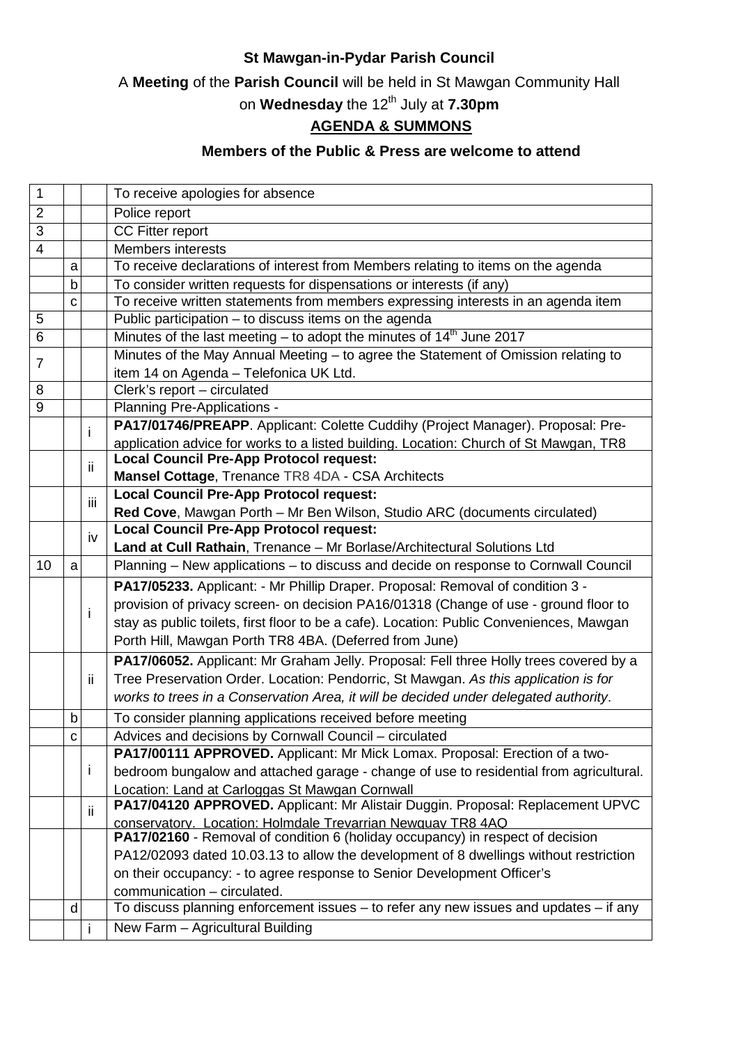**St Mawgan-in-Pydar Parish Council**

A **Meeting** of the **Parish Council** will be held in St Mawgan Community Hall

on **Wednesday** the 12th July at **7.30pm**

**AGENDA & SUMMONS**

**Members of the Public & Press are welcome to attend**

| | | | |
|---|---|---|---|
| 1 | | | To receive apologies for absence |
| 2 | | | Police report |
| 3 | | | CC Fitter report |
| 4 | | | Members interests |
| | a | | To receive declarations of interest from Members relating to items on the agenda |
| | b | | To consider written requests for dispensations or interests (if any) |
| | c | | To receive written statements from members expressing interests in an agenda item |
| 5 | | | Public participation – to discuss items on the agenda |
| 6 | | | Minutes of the last meeting – to adopt the minutes of 14th June 2017 |
| 7 | | | Minutes of the May Annual Meeting – to agree the Statement of Omission relating to item 14 on Agenda – Telefonica UK Ltd. |
| 8 | | | Clerk's report – circulated |
| 9 | | | Planning Pre-Applications - |
| | | i | **PA17/01746/PREAPP**. Applicant: Colette Cuddihy (Project Manager). Proposal: Pre-application advice for works to a listed building. Location: Church of St Mawgan, TR8 |
| | | ii | **Local Council Pre-App Protocol request:** **Mansel Cottage**, Trenance TR8 4DA - CSA Architects |
| | | iii | **Local Council Pre-App Protocol request:** **Red Cove**, Mawgan Porth – Mr Ben Wilson, Studio ARC (documents circulated) |
| | | iv | **Local Council Pre-App Protocol request:** **Land at Cull Rathain**, Trenance – Mr Borlase/Architectural Solutions Ltd |
| 10 | a | | Planning – New applications – to discuss and decide on response to Cornwall Council |
| | | i | **PA17/05233.** Applicant: - Mr Phillip Draper. Proposal: Removal of condition 3 - provision of privacy screen- on decision PA16/01318 (Change of use - ground floor to stay as public toilets, first floor to be a cafe). Location: Public Conveniences, Mawgan Porth Hill, Mawgan Porth TR8 4BA. (Deferred from June) |
| | | ii | **PA17/06052.** Applicant: Mr Graham Jelly. Proposal: Fell three Holly trees covered by a Tree Preservation Order. Location: Pendorric, St Mawgan. *As this application is for works to trees in a Conservation Area, it will be decided under delegated authority*. |
| | b | | To consider planning applications received before meeting |
| | c | | Advices and decisions by Cornwall Council – circulated |
| | | i | **PA17/00111 APPROVED.** Applicant: Mr Mick Lomax. Proposal: Erection of a two-bedroom bungalow and attached garage - change of use to residential from agricultural. Location: Land at Carloggas St Mawgan Cornwall |
| | | ii | **PA17/04120 APPROVED.** Applicant: Mr Alistair Duggin. Proposal: Replacement UPVC conservatory. Location: Holmdale Trevarrian Newquay TR8 4AQ |
| | | | **PA17/02160** - Removal of condition 6 (holiday occupancy) in respect of decision PA12/02093 dated 10.03.13 to allow the development of 8 dwellings without restriction on their occupancy: - to agree response to Senior Development Officer's communication – circulated. |
| | d | | To discuss planning enforcement issues – to refer any new issues and updates – if any |
| | | i | New Farm – Agricultural Building |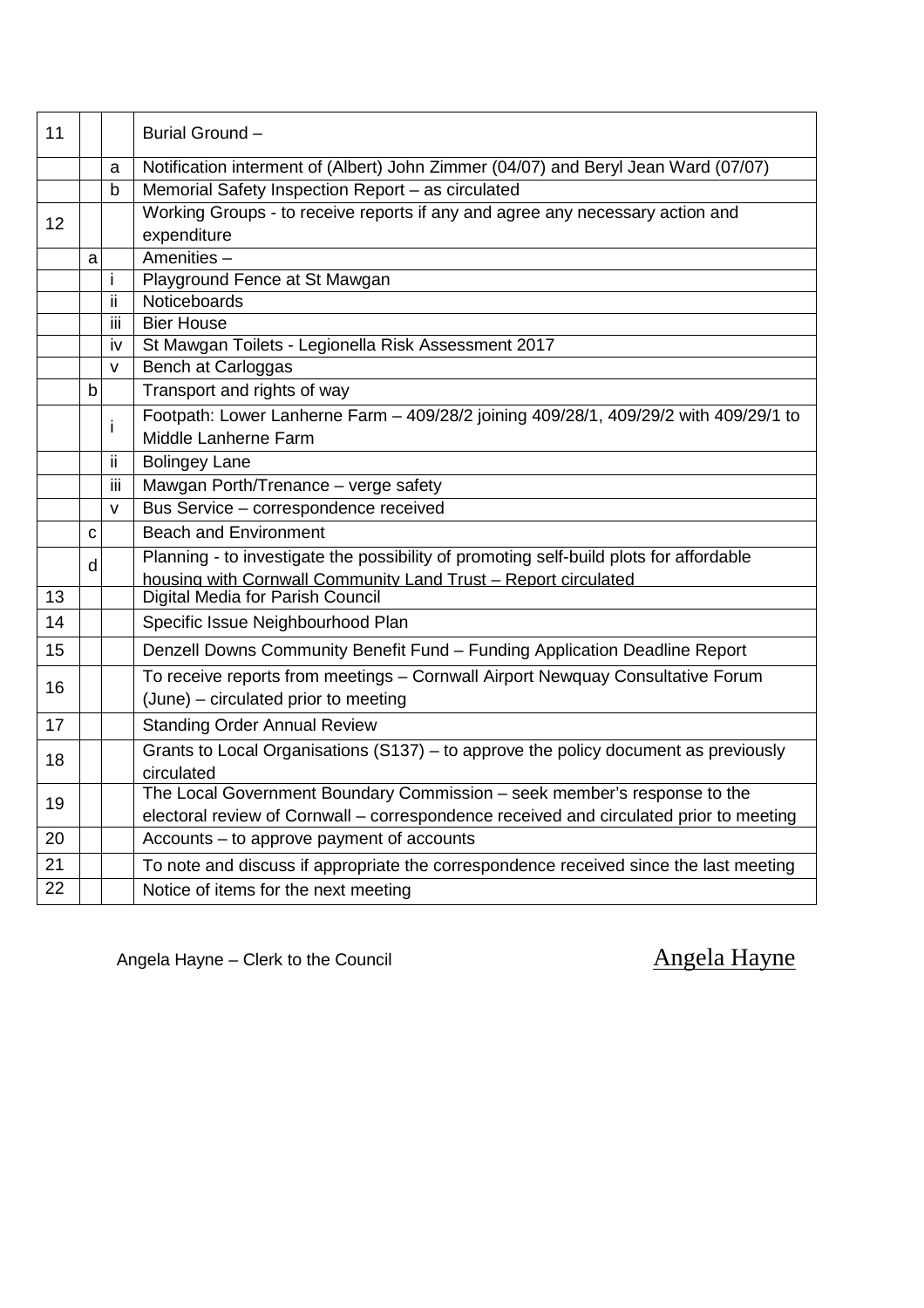| | | | |
|---|---|---|---|
| 11 | | | Burial Ground – |
| | | a | Notification interment of (Albert) John Zimmer (04/07) and Beryl Jean Ward (07/07) |
| | | b | Memorial Safety Inspection Report – as circulated |
| 12 | | | Working Groups - to receive reports if any and agree any necessary action and expenditure |
| | a | | Amenities – |
| | | i | Playground Fence at St Mawgan |
| | | ii | Noticeboards |
| | | iii | Bier House |
| | | iv | St Mawgan Toilets - Legionella Risk Assessment 2017 |
| | | v | Bench at Carloggas |
| | b | | Transport and rights of way |
| | | i | Footpath: Lower Lanherne Farm – 409/28/2 joining 409/28/1, 409/29/2 with 409/29/1 to Middle Lanherne Farm |
| | | ii | Bolingey Lane |
| | | iii | Mawgan Porth/Trenance – verge safety |
| | | v | Bus Service – correspondence received |
| | c | | Beach and Environment |
| | d | | Planning - to investigate the possibility of promoting self-build plots for affordable housing with Cornwall Community Land Trust – Report circulated |
| 13 | | | Digital Media for Parish Council |
| 14 | | | Specific Issue Neighbourhood Plan |
| 15 | | | Denzell Downs Community Benefit Fund – Funding Application Deadline Report |
| 16 | | | To receive reports from meetings – Cornwall Airport Newquay Consultative Forum (June) – circulated prior to meeting |
| 17 | | | Standing Order Annual Review |
| 18 | | | Grants to Local Organisations (S137) – to approve the policy document as previously circulated |
| 19 | | | The Local Government Boundary Commission – seek member's response to the electoral review of Cornwall – correspondence received and circulated prior to meeting |
| 20 | | | Accounts – to approve payment of accounts |
| 21 | | | To note and discuss if appropriate the correspondence received since the last meeting |
| 22 | | | Notice of items for the next meeting |

Angela Hayne – Clerk to the Council

Angela Hayne